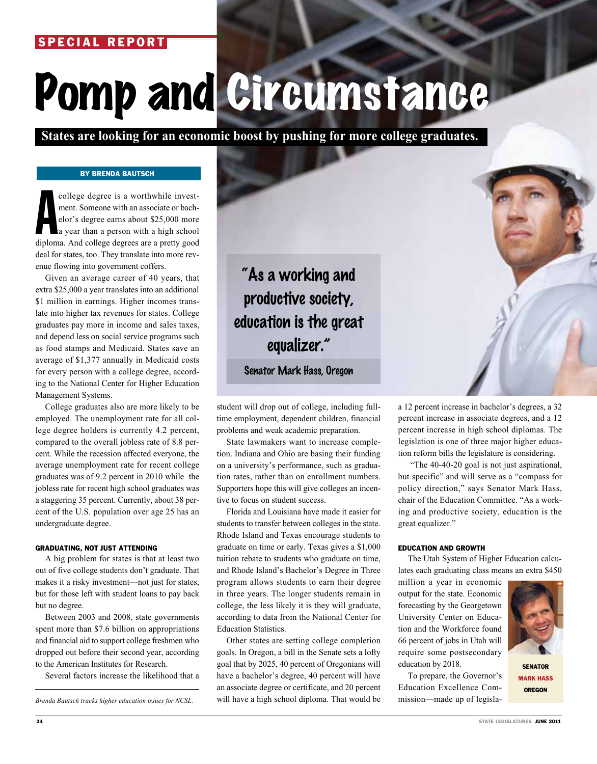SPECIAL REPORT

# Pomp and Circumstance

**States are looking for an economic boost by pushing for more college graduates.**

BY BRENDA BAUTSCH

A college degree is a worthwhile investment. Someone with an associate or bachelor's degree earns about $25,000 more a year than a person with a high school diploma. And college degrees are a pretty good deal for states, too. They translate into more revenue flowing into government coffers.

Given an average career of 40 years, that extra $25,000 a year translates into an additional $1 million in earnings. Higher incomes translate into higher tax revenues for states. College graduates pay more in income and sales taxes, and depend less on social service programs such as food stamps and Medicaid. States save an average of $1,377 annually in Medicaid costs for every person with a college degree, according to the National Center for Higher Education Management Systems.

College graduates also are more likely to be employed. The unemployment rate for all college degree holders is currently 4.2 percent, compared to the overall jobless rate of 8.8 percent. While the recession affected everyone, the average unemployment rate for recent college graduates was of 9.2 percent in 2010 while the jobless rate for recent high school graduates was a staggering 35 percent. Currently, about 38 percent of the U.S. population over age 25 has an undergraduate degree.

### GRADUATING, NOT JUST ATTENDING

A big problem for states is that at least two out of five college students don't graduate. That makes it a risky investment—not just for states, but for those left with student loans to pay back but no degree.

Between 2003 and 2008, state governments spent more than $7.6 billion on appropriations and financial aid to support college freshmen who dropped out before their second year, according to the American Institutes for Research.

Several factors increase the likelihood that a student will drop out of college, including full-time employment, dependent children, financial problems and weak academic preparation.

> "As a working and productive society, education is the great equalizer."
>
> Senator Mark Hass, Oregon

State lawmakers want to increase completion. Indiana and Ohio are basing their funding on a university's performance, such as graduation rates, rather than on enrollment numbers. Supporters hope this will give colleges an incentive to focus on student success.

Florida and Louisiana have made it easier for students to transfer between colleges in the state. Rhode Island and Texas encourage students to graduate on time or early. Texas gives a $1,000 tuition rebate to students who graduate on time, and Rhode Island's Bachelor's Degree in Three program allows students to earn their degree in three years. The longer students remain in college, the less likely it is they will graduate, according to data from the National Center for Education Statistics.

Other states are setting college completion goals. In Oregon, a bill in the Senate sets a lofty goal that by 2025, 40 percent of Oregonians will have a bachelor's degree, 40 percent will have an associate degree or certificate, and 20 percent will have a high school diploma. That would be a 12 percent increase in bachelor's degrees, a 32 percent increase in associate degrees, and a 12 percent increase in high school diplomas. The legislation is one of three major higher education reform bills the legislature is considering.

"The 40-40-20 goal is not just aspirational, but specific" and will serve as a "compass for policy direction," says Senator Mark Hass, chair of the Education Committee. "As a working and productive society, education is the great equalizer."

### EDUCATION AND GROWTH

The Utah System of Higher Education calculates each graduating class means an extra $450 million a year in economic output for the state. Economic forecasting by the Georgetown University Center on Education and the Workforce found 66 percent of jobs in Utah will require some postsecondary education by 2018.

SENATOR MARK HASS OREGON

To prepare, the Governor's Education Excellence Commission—made up of legisla-

*Brenda Bautsch tracks higher education issues for NCSL.*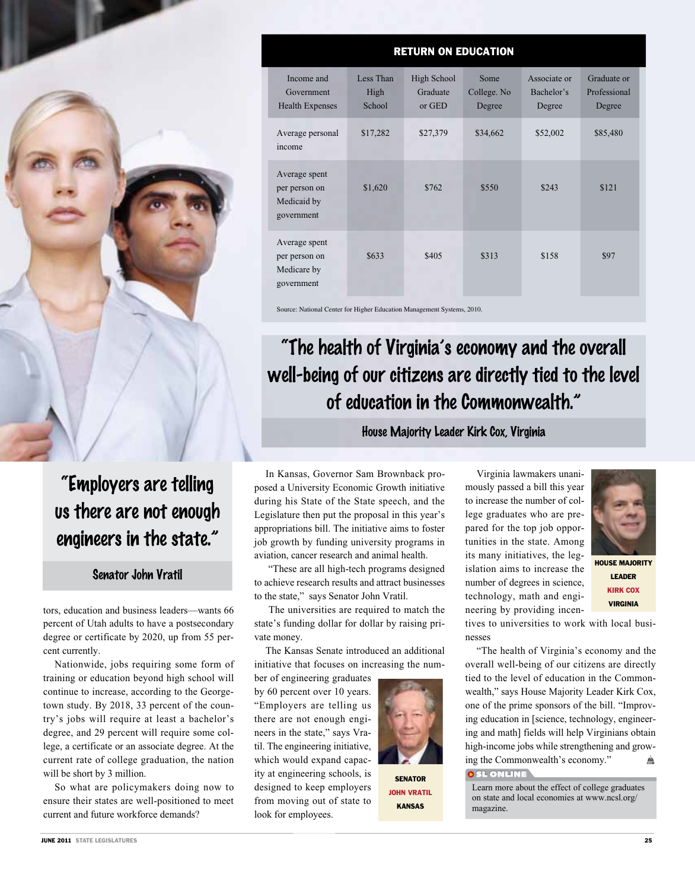## RETURN ON EDUCATION

| Income and Government Health Expenses | Less Than High School | High School Graduate or GED | Some College. No Degree | Associate or Bachelor's Degree | Graduate or Professional Degree |
|---|---|---|---|---|---|
| Average personal income | $17,282 | $27,379 | $34,662 | $52,002 | $85,480 |
| Average spent per person on Medicaid by government | $1,620 | $762 | $550 | $243 | $121 |
| Average spent per person on Medicare by government | $633 | $405 | $313 | $158 | $97 |

Source: National Center for Higher Education Management Systems, 2010.

> "The health of Virginia's economy and the overall well-being of our citizens are directly tied to the level of education in the Commonwealth."
>
> House Majority Leader Kirk Cox, Virginia

> "Employers are telling us there are not enough engineers in the state."
>
> Senator John Vratil

tors, education and business leaders—wants 66 percent of Utah adults to have a postsecondary degree or certificate by 2020, up from 55 percent currently.

Nationwide, jobs requiring some form of training or education beyond high school will continue to increase, according to the Georgetown study. By 2018, 33 percent of the country's jobs will require at least a bachelor's degree, and 29 percent will require some college, a certificate or an associate degree. At the current rate of college graduation, the nation will be short by 3 million.

So what are policymakers doing now to ensure their states are well-positioned to meet current and future workforce demands?

In Kansas, Governor Sam Brownback proposed a University Economic Growth initiative during his State of the State speech, and the Legislature then put the proposal in this year's appropriations bill. The initiative aims to foster job growth by funding university programs in aviation, cancer research and animal health.

"These are all high-tech programs designed to achieve research results and attract businesses to the state," says Senator John Vratil.

The universities are required to match the state's funding dollar for dollar by raising private money.

The Kansas Senate introduced an additional initiative that focuses on increasing the number of engineering graduates by 60 percent over 10 years. "Employers are telling us there are not enough engineers in the state," says Vratil. The engineering initiative, which would expand capacity at engineering schools, is designed to keep employers from moving out of state to look for employees.

SENATOR JOHN VRATIL KANSAS

Virginia lawmakers unanimously passed a bill this year to increase the number of college graduates who are prepared for the top job opportunities in the state. Among its many initiatives, the legislation aims to increase the number of degrees in science, technology, math and engineering by providing incentives to universities to work with local businesses

HOUSE MAJORITY LEADER KIRK COX VIRGINIA

"The health of Virginia's economy and the overall well-being of our citizens are directly tied to the level of education in the Commonwealth," says House Majority Leader Kirk Cox, one of the prime sponsors of the bill. "Improving education in [science, technology, engineering and math] fields will help Virginians obtain high-income jobs while strengthening and growing the Commonwealth's economy."

**SL ONLINE**

Learn more about the effect of college graduates on state and local economies at www.ncsl.org/magazine.